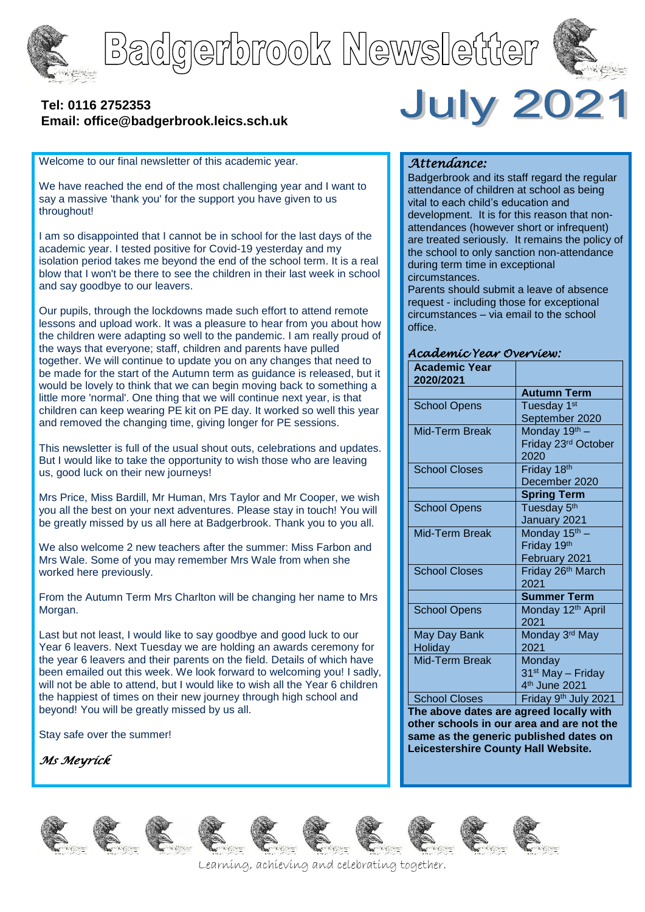# Badgerbrook Newsletter

**Tel: 0116 2752353**
**Email: office@badgerbrook.leics.sch.uk**

# July 2021

Welcome to our final newsletter of this academic year.

We have reached the end of the most challenging year and I want to say a massive 'thank you' for the support you have given to us throughout!

I am so disappointed that I cannot be in school for the last days of the academic year. I tested positive for Covid-19 yesterday and my isolation period takes me beyond the end of the school term. It is a real blow that I won't be there to see the children in their last week in school and say goodbye to our leavers.

Our pupils, through the lockdowns made such effort to attend remote lessons and upload work. It was a pleasure to hear from you about how the children were adapting so well to the pandemic. I am really proud of the ways that everyone; staff, children and parents have pulled together. We will continue to update you on any changes that need to be made for the start of the Autumn term as guidance is released, but it would be lovely to think that we can begin moving back to something a little more 'normal'. One thing that we will continue next year, is that children can keep wearing PE kit on PE day. It worked so well this year and removed the changing time, giving longer for PE sessions.

This newsletter is full of the usual shout outs, celebrations and updates. But I would like to take the opportunity to wish those who are leaving us, good luck on their new journeys!

Mrs Price, Miss Bardill, Mr Human, Mrs Taylor and Mr Cooper, we wish you all the best on your next adventures. Please stay in touch! You will be greatly missed by us all here at Badgerbrook. Thank you to you all.

We also welcome 2 new teachers after the summer: Miss Farbon and Mrs Wale. Some of you may remember Mrs Wale from when she worked here previously.

From the Autumn Term Mrs Charlton will be changing her name to Mrs Morgan.

Last but not least, I would like to say goodbye and good luck to our Year 6 leavers. Next Tuesday we are holding an awards ceremony for the year 6 leavers and their parents on the field. Details of which have been emailed out this week. We look forward to welcoming you! I sadly, will not be able to attend, but I would like to wish all the Year 6 children the happiest of times on their new journey through high school and beyond! You will be greatly missed by us all.

Stay safe over the summer!

*Ms Meyrick*

## *Attendance:*

Badgerbrook and its staff regard the regular attendance of children at school as being vital to each child's education and development. It is for this reason that non-attendances (however short or infrequent) are treated seriously. It remains the policy of the school to only sanction non-attendance during term time in exceptional circumstances.
Parents should submit a leave of absence request - including those for exceptional circumstances – via email to the school office.

## *Academic Year Overview:*

| **Academic Year 2020/2021** | |
|---|---|
| | **Autumn Term** |
| School Opens | Tuesday 1st September 2020 |
| Mid-Term Break | Monday 19th – Friday 23rd October 2020 |
| School Closes | Friday 18th December 2020 |
| | **Spring Term** |
| School Opens | Tuesday 5th January 2021 |
| Mid-Term Break | Monday 15th – Friday 19th February 2021 |
| School Closes | Friday 26th March 2021 |
| | **Summer Term** |
| School Opens | Monday 12th April 2021 |
| May Day Bank Holiday | Monday 3rd May 2021 |
| Mid-Term Break | Monday 31st May – Friday 4th June 2021 |
| School Closes | Friday 9th July 2021 |

**The above dates are agreed locally with other schools in our area and are not the same as the generic published dates on Leicestershire County Hall Website.**

Learning, achieving and celebrating together.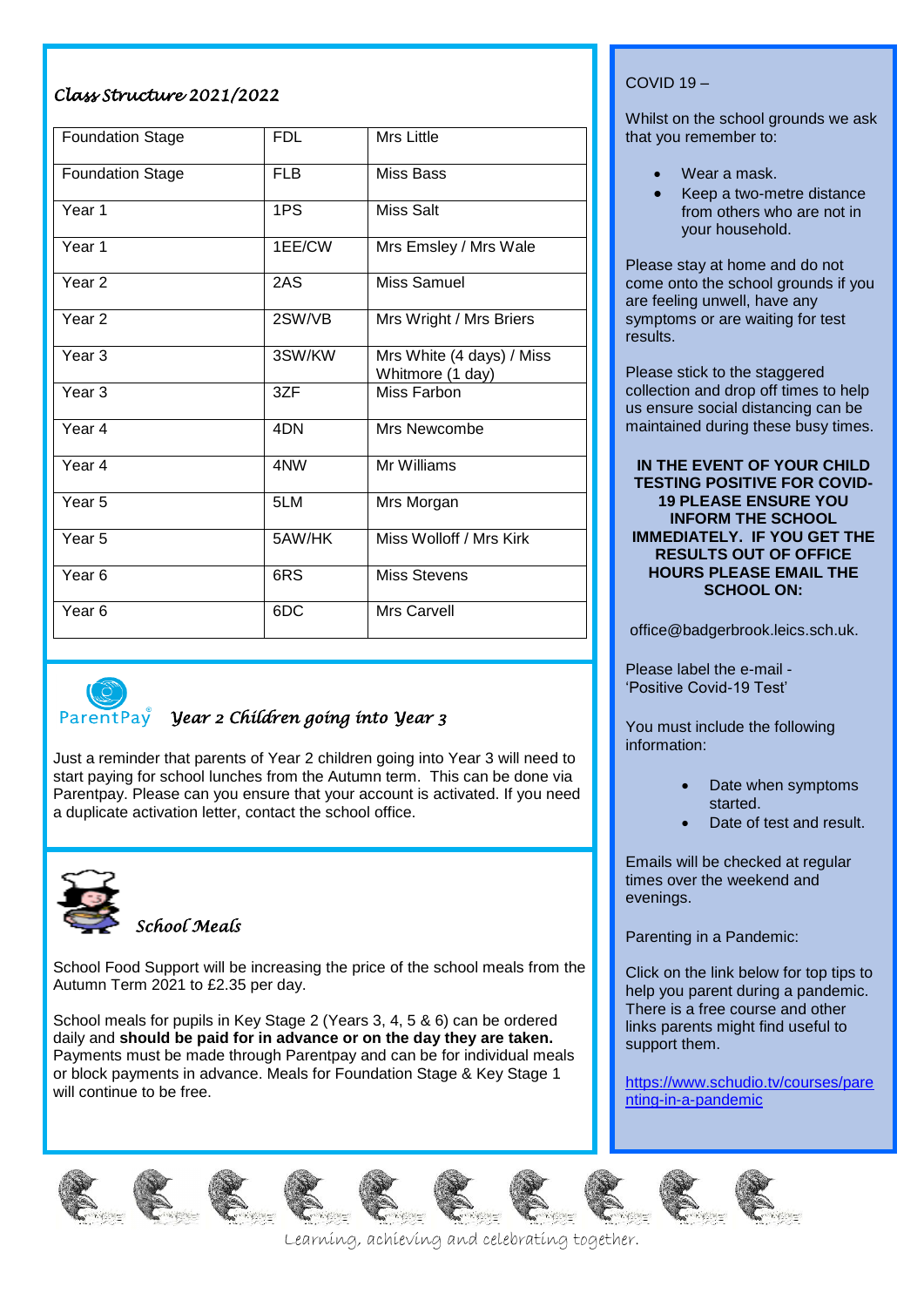## *Class Structure 2021/2022*

| | | |
|---|---|---|
| Foundation Stage | FDL | Mrs Little |
| Foundation Stage | FLB | Miss Bass |
| Year 1 | 1PS | Miss Salt |
| Year 1 | 1EE/CW | Mrs Emsley / Mrs Wale |
| Year 2 | 2AS | Miss Samuel |
| Year 2 | 2SW/VB | Mrs Wright / Mrs Briers |
| Year 3 | 3SW/KW | Mrs White (4 days) / Miss Whitmore (1 day) |
| Year 3 | 3ZF | Miss Farbon |
| Year 4 | 4DN | Mrs Newcombe |
| Year 4 | 4NW | Mr Williams |
| Year 5 | 5LM | Mrs Morgan |
| Year 5 | 5AW/HK | Miss Wolloff / Mrs Kirk |
| Year 6 | 6RS | Miss Stevens |
| Year 6 | 6DC | Mrs Carvell |

## *Year 2 Children going into Year 3*

Just a reminder that parents of Year 2 children going into Year 3 will need to start paying for school lunches from the Autumn term. This can be done via Parentpay. Please can you ensure that your account is activated. If you need a duplicate activation letter, contact the school office.

## *School Meals*

School Food Support will be increasing the price of the school meals from the Autumn Term 2021 to £2.35 per day.

School meals for pupils in Key Stage 2 (Years 3, 4, 5 & 6) can be ordered daily and **should be paid for in advance or on the day they are taken.** Payments must be made through Parentpay and can be for individual meals or block payments in advance. Meals for Foundation Stage & Key Stage 1 will continue to be free.

COVID 19 –

Whilst on the school grounds we ask that you remember to:

- Wear a mask.
- Keep a two-metre distance from others who are not in your household.

Please stay at home and do not come onto the school grounds if you are feeling unwell, have any symptoms or are waiting for test results.

Please stick to the staggered collection and drop off times to help us ensure social distancing can be maintained during these busy times.

**IN THE EVENT OF YOUR CHILD TESTING POSITIVE FOR COVID-19 PLEASE ENSURE YOU INFORM THE SCHOOL IMMEDIATELY. IF YOU GET THE RESULTS OUT OF OFFICE HOURS PLEASE EMAIL THE SCHOOL ON:**

office@badgerbrook.leics.sch.uk.

Please label the e-mail - 'Positive Covid-19 Test'

You must include the following information:

- Date when symptoms started.
- Date of test and result.

Emails will be checked at regular times over the weekend and evenings.

Parenting in a Pandemic:

Click on the link below for top tips to help you parent during a pandemic. There is a free course and other links parents might find useful to support them.

https://www.schudio.tv/courses/parenting-in-a-pandemic

*Learning, achieving and celebrating together.*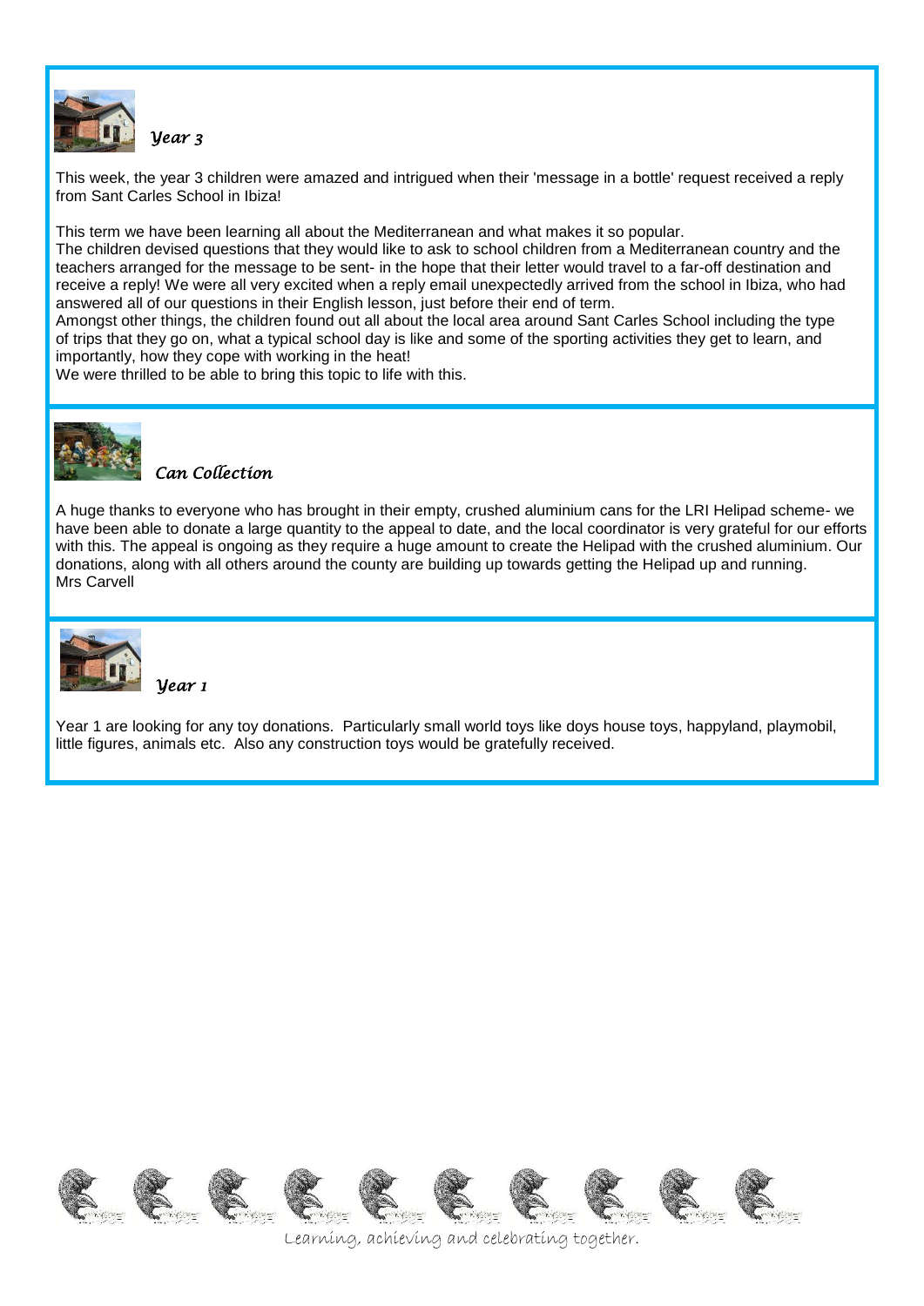## *Year 3*

This week, the year 3 children were amazed and intrigued when their 'message in a bottle' request received a reply from Sant Carles School in Ibiza!

This term we have been learning all about the Mediterranean and what makes it so popular.
The children devised questions that they would like to ask to school children from a Mediterranean country and the teachers arranged for the message to be sent- in the hope that their letter would travel to a far-off destination and receive a reply! We were all very excited when a reply email unexpectedly arrived from the school in Ibiza, who had answered all of our questions in their English lesson, just before their end of term.
Amongst other things, the children found out all about the local area around Sant Carles School including the type of trips that they go on, what a typical school day is like and some of the sporting activities they get to learn, and importantly, how they cope with working in the heat!
We were thrilled to be able to bring this topic to life with this.

## *Can Collection*

A huge thanks to everyone who has brought in their empty, crushed aluminium cans for the LRI Helipad scheme- we have been able to donate a large quantity to the appeal to date, and the local coordinator is very grateful for our efforts with this. The appeal is ongoing as they require a huge amount to create the Helipad with the crushed aluminium. Our donations, along with all others around the county are building up towards getting the Helipad up and running.
Mrs Carvell

## *Year 1*

Year 1 are looking for any toy donations. Particularly small world toys like doys house toys, happyland, playmobil, little figures, animals etc. Also any construction toys would be gratefully received.

*Learning, achieving and celebrating together.*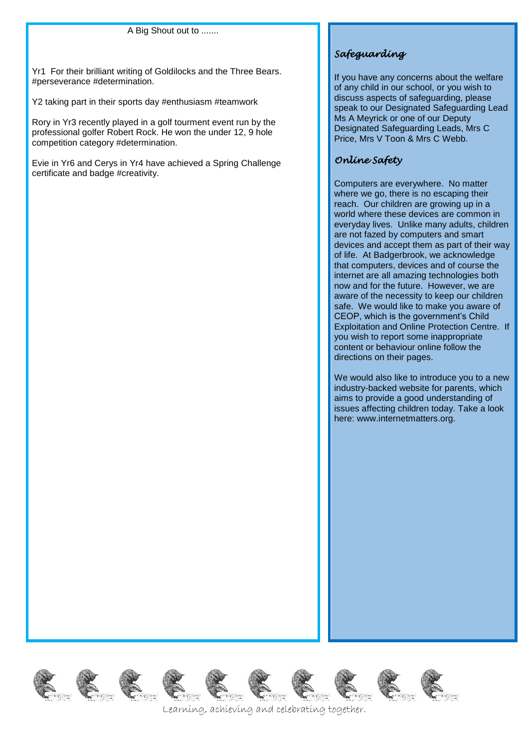A Big Shout out to .......

Yr1 For their brilliant writing of Goldilocks and the Three Bears. #perseverance #determination.

Y2 taking part in their sports day #enthusiasm #teamwork

Rory in Yr3 recently played in a golf tourment event run by the professional golfer Robert Rock. He won the under 12, 9 hole competition category #determination.

Evie in Yr6 and Cerys in Yr4 have achieved a Spring Challenge certificate and badge #creativity.

## *Safeguarding*

If you have any concerns about the welfare of any child in our school, or you wish to discuss aspects of safeguarding, please speak to our Designated Safeguarding Lead Ms A Meyrick or one of our Deputy Designated Safeguarding Leads, Mrs C Price, Mrs V Toon & Mrs C Webb.

## *Online Safety*

Computers are everywhere. No matter where we go, there is no escaping their reach. Our children are growing up in a world where these devices are common in everyday lives. Unlike many adults, children are not fazed by computers and smart devices and accept them as part of their way of life. At Badgerbrook, we acknowledge that computers, devices and of course the internet are all amazing technologies both now and for the future. However, we are aware of the necessity to keep our children safe. We would like to make you aware of CEOP, which is the government's Child Exploitation and Online Protection Centre. If you wish to report some inappropriate content or behaviour online follow the directions on their pages.

We would also like to introduce you to a new industry-backed website for parents, which aims to provide a good understanding of issues affecting children today. Take a look here: www.internetmatters.org.

*Learning, achieving and celebrating together.*